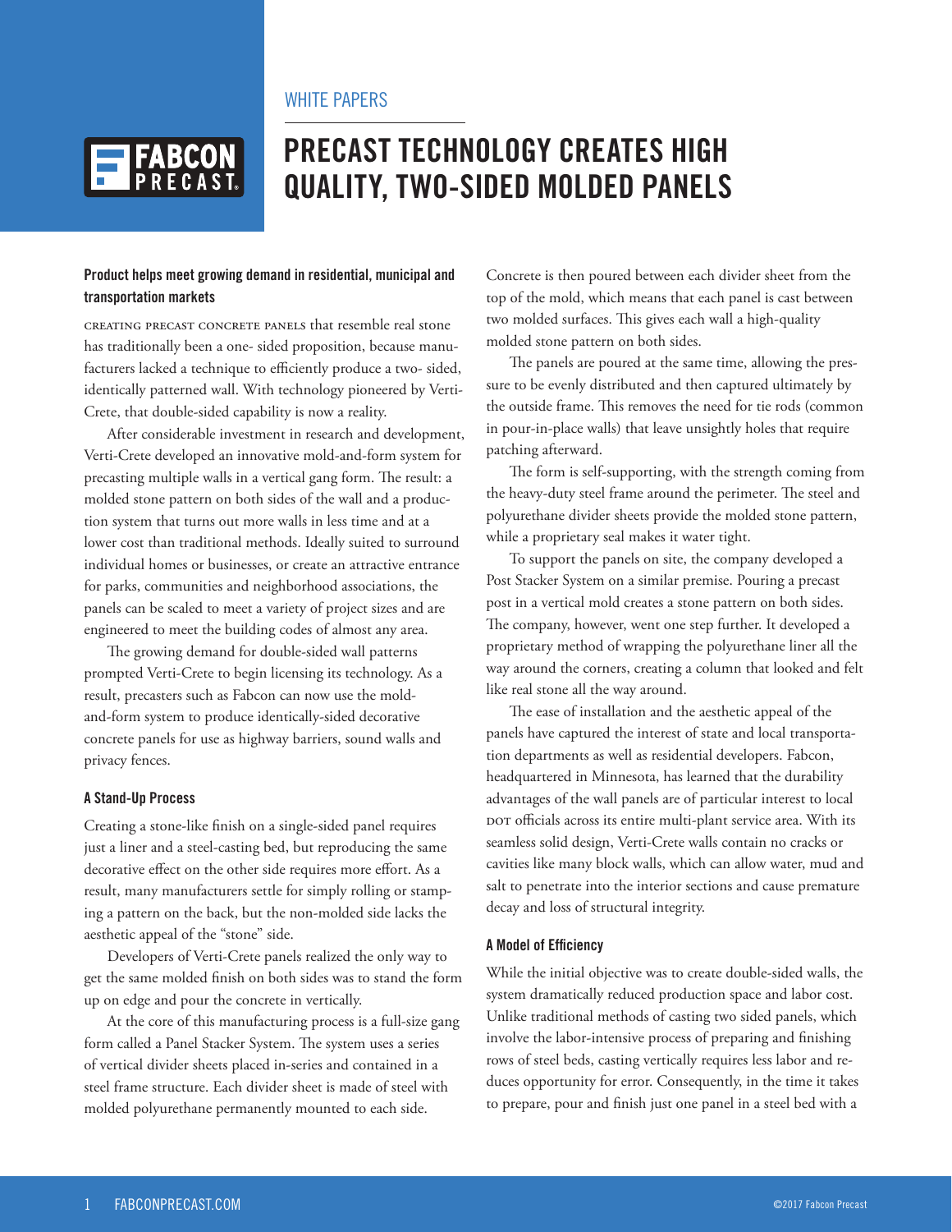WHITE PAPERS

# PRECAST TECHNOLOGY CREATES HIGH QUALITY, TWO-SIDED MOLDED PANELS

**Product helps meet growing demand in residential, municipal and transportation markets**

CREATING PRECAST CONCRETE PANELS that resemble real stone has traditionally been a one- sided proposition, because manufacturers lacked a technique to efficiently produce a two- sided, identically patterned wall. With technology pioneered by Verti-Crete, that double-sided capability is now a reality.

After considerable investment in research and development, Verti-Crete developed an innovative mold-and-form system for precasting multiple walls in a vertical gang form. The result: a molded stone pattern on both sides of the wall and a production system that turns out more walls in less time and at a lower cost than traditional methods. Ideally suited to surround individual homes or businesses, or create an attractive entrance for parks, communities and neighborhood associations, the panels can be scaled to meet a variety of project sizes and are engineered to meet the building codes of almost any area.

The growing demand for double-sided wall patterns prompted Verti-Crete to begin licensing its technology. As a result, precasters such as Fabcon can now use the mold-and-form system to produce identically-sided decorative concrete panels for use as highway barriers, sound walls and privacy fences.

### A Stand-Up Process

Creating a stone-like finish on a single-sided panel requires just a liner and a steel-casting bed, but reproducing the same decorative effect on the other side requires more effort. As a result, many manufacturers settle for simply rolling or stamping a pattern on the back, but the non-molded side lacks the aesthetic appeal of the "stone" side.

Developers of Verti-Crete panels realized the only way to get the same molded finish on both sides was to stand the form up on edge and pour the concrete in vertically.

At the core of this manufacturing process is a full-size gang form called a Panel Stacker System. The system uses a series of vertical divider sheets placed in-series and contained in a steel frame structure. Each divider sheet is made of steel with molded polyurethane permanently mounted to each side.

Concrete is then poured between each divider sheet from the top of the mold, which means that each panel is cast between two molded surfaces. This gives each wall a high-quality molded stone pattern on both sides.

The panels are poured at the same time, allowing the pressure to be evenly distributed and then captured ultimately by the outside frame. This removes the need for tie rods (common in pour-in-place walls) that leave unsightly holes that require patching afterward.

The form is self-supporting, with the strength coming from the heavy-duty steel frame around the perimeter. The steel and polyurethane divider sheets provide the molded stone pattern, while a proprietary seal makes it water tight.

To support the panels on site, the company developed a Post Stacker System on a similar premise. Pouring a precast post in a vertical mold creates a stone pattern on both sides. The company, however, went one step further. It developed a proprietary method of wrapping the polyurethane liner all the way around the corners, creating a column that looked and felt like real stone all the way around.

The ease of installation and the aesthetic appeal of the panels have captured the interest of state and local transportation departments as well as residential developers. Fabcon, headquartered in Minnesota, has learned that the durability advantages of the wall panels are of particular interest to local DOT officials across its entire multi-plant service area. With its seamless solid design, Verti-Crete walls contain no cracks or cavities like many block walls, which can allow water, mud and salt to penetrate into the interior sections and cause premature decay and loss of structural integrity.

### A Model of Efficiency

While the initial objective was to create double-sided walls, the system dramatically reduced production space and labor cost. Unlike traditional methods of casting two sided panels, which involve the labor-intensive process of preparing and finishing rows of steel beds, casting vertically requires less labor and reduces opportunity for error. Consequently, in the time it takes to prepare, pour and finish just one panel in a steel bed with a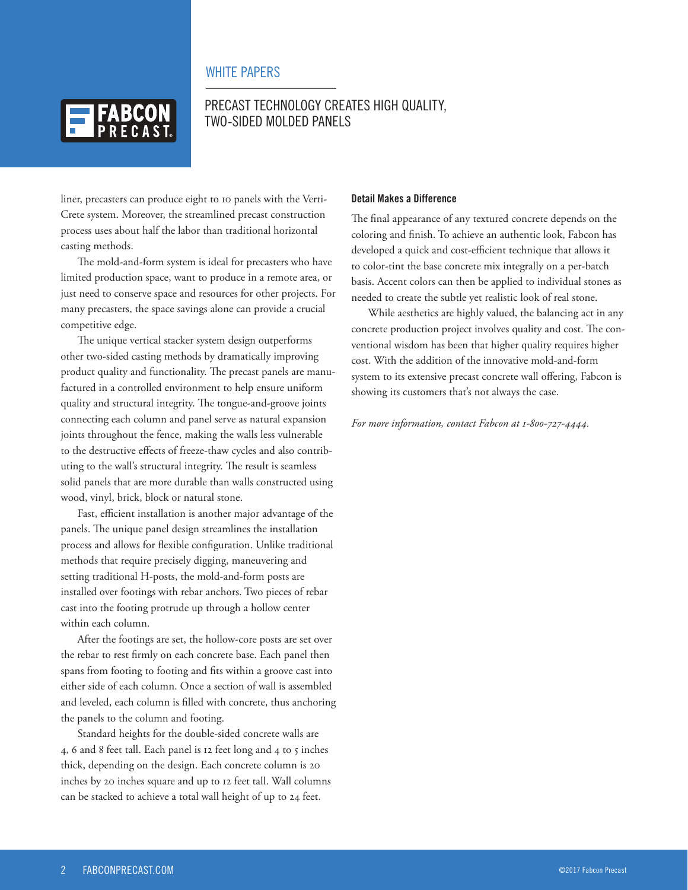liner, precasters can produce eight to 10 panels with the Verti-Crete system. Moreover, the streamlined precast construction process uses about half the labor than traditional horizontal casting methods.

The mold-and-form system is ideal for precasters who have limited production space, want to produce in a remote area, or just need to conserve space and resources for other projects. For many precasters, the space savings alone can provide a crucial competitive edge.

The unique vertical stacker system design outperforms other two-sided casting methods by dramatically improving product quality and functionality. The precast panels are manufactured in a controlled environment to help ensure uniform quality and structural integrity. The tongue-and-groove joints connecting each column and panel serve as natural expansion joints throughout the fence, making the walls less vulnerable to the destructive effects of freeze-thaw cycles and also contributing to the wall's structural integrity. The result is seamless solid panels that are more durable than walls constructed using wood, vinyl, brick, block or natural stone.

Fast, efficient installation is another major advantage of the panels. The unique panel design streamlines the installation process and allows for flexible configuration. Unlike traditional methods that require precisely digging, maneuvering and setting traditional H-posts, the mold-and-form posts are installed over footings with rebar anchors. Two pieces of rebar cast into the footing protrude up through a hollow center within each column.

After the footings are set, the hollow-core posts are set over the rebar to rest firmly on each concrete base. Each panel then spans from footing to footing and fits within a groove cast into either side of each column. Once a section of wall is assembled and leveled, each column is filled with concrete, thus anchoring the panels to the column and footing.

Standard heights for the double-sided concrete walls are 4, 6 and 8 feet tall. Each panel is 12 feet long and 4 to 5 inches thick, depending on the design. Each concrete column is 20 inches by 20 inches square and up to 12 feet tall. Wall columns can be stacked to achieve a total wall height of up to 24 feet.

#### Detail Makes a Difference

The final appearance of any textured concrete depends on the coloring and finish. To achieve an authentic look, Fabcon has developed a quick and cost-efficient technique that allows it to color-tint the base concrete mix integrally on a per-batch basis. Accent colors can then be applied to individual stones as needed to create the subtle yet realistic look of real stone.

While aesthetics are highly valued, the balancing act in any concrete production project involves quality and cost. The conventional wisdom has been that higher quality requires higher cost. With the addition of the innovative mold-and-form system to its extensive precast concrete wall offering, Fabcon is showing its customers that's not always the case.

*For more information, contact Fabcon at 1-800-727-4444.*